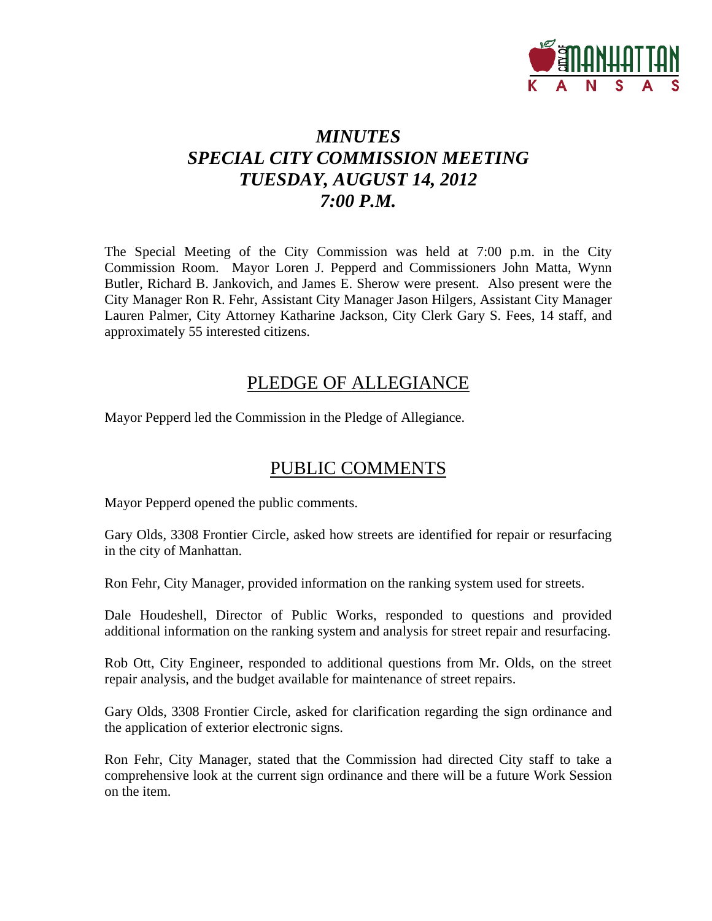# *MINUTES*
# *SPECIAL CITY COMMISSION MEETING*
# *TUESDAY, AUGUST 14, 2012*
# *7:00 P.M.*

The Special Meeting of the City Commission was held at 7:00 p.m. in the City Commission Room. Mayor Loren J. Pepperd and Commissioners John Matta, Wynn Butler, Richard B. Jankovich, and James E. Sherow were present. Also present were the City Manager Ron R. Fehr, Assistant City Manager Jason Hilgers, Assistant City Manager Lauren Palmer, City Attorney Katharine Jackson, City Clerk Gary S. Fees, 14 staff, and approximately 55 interested citizens.

## PLEDGE OF ALLEGIANCE

Mayor Pepperd led the Commission in the Pledge of Allegiance.

## PUBLIC COMMENTS

Mayor Pepperd opened the public comments.

Gary Olds, 3308 Frontier Circle, asked how streets are identified for repair or resurfacing in the city of Manhattan.

Ron Fehr, City Manager, provided information on the ranking system used for streets.

Dale Houdeshell, Director of Public Works, responded to questions and provided additional information on the ranking system and analysis for street repair and resurfacing.

Rob Ott, City Engineer, responded to additional questions from Mr. Olds, on the street repair analysis, and the budget available for maintenance of street repairs.

Gary Olds, 3308 Frontier Circle, asked for clarification regarding the sign ordinance and the application of exterior electronic signs.

Ron Fehr, City Manager, stated that the Commission had directed City staff to take a comprehensive look at the current sign ordinance and there will be a future Work Session on the item.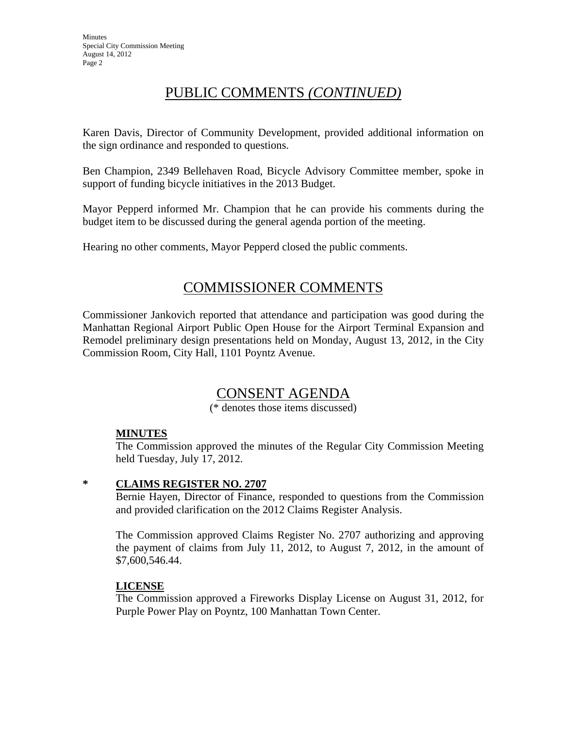# PUBLIC COMMENTS *(CONTINUED)*

Karen Davis, Director of Community Development, provided additional information on the sign ordinance and responded to questions.

Ben Champion, 2349 Bellehaven Road, Bicycle Advisory Committee member, spoke in support of funding bicycle initiatives in the 2013 Budget.

Mayor Pepperd informed Mr. Champion that he can provide his comments during the budget item to be discussed during the general agenda portion of the meeting.

Hearing no other comments, Mayor Pepperd closed the public comments.

# COMMISSIONER COMMENTS

Commissioner Jankovich reported that attendance and participation was good during the Manhattan Regional Airport Public Open House for the Airport Terminal Expansion and Remodel preliminary design presentations held on Monday, August 13, 2012, in the City Commission Room, City Hall, 1101 Poyntz Avenue.

# CONSENT AGENDA

(* denotes those items discussed)

**MINUTES**

The Commission approved the minutes of the Regular City Commission Meeting held Tuesday, July 17, 2012.

\* **CLAIMS REGISTER NO. 2707**

Bernie Hayen, Director of Finance, responded to questions from the Commission and provided clarification on the 2012 Claims Register Analysis.

The Commission approved Claims Register No. 2707 authorizing and approving the payment of claims from July 11, 2012, to August 7, 2012, in the amount of $7,600,546.44.

**LICENSE**

The Commission approved a Fireworks Display License on August 31, 2012, for Purple Power Play on Poyntz, 100 Manhattan Town Center.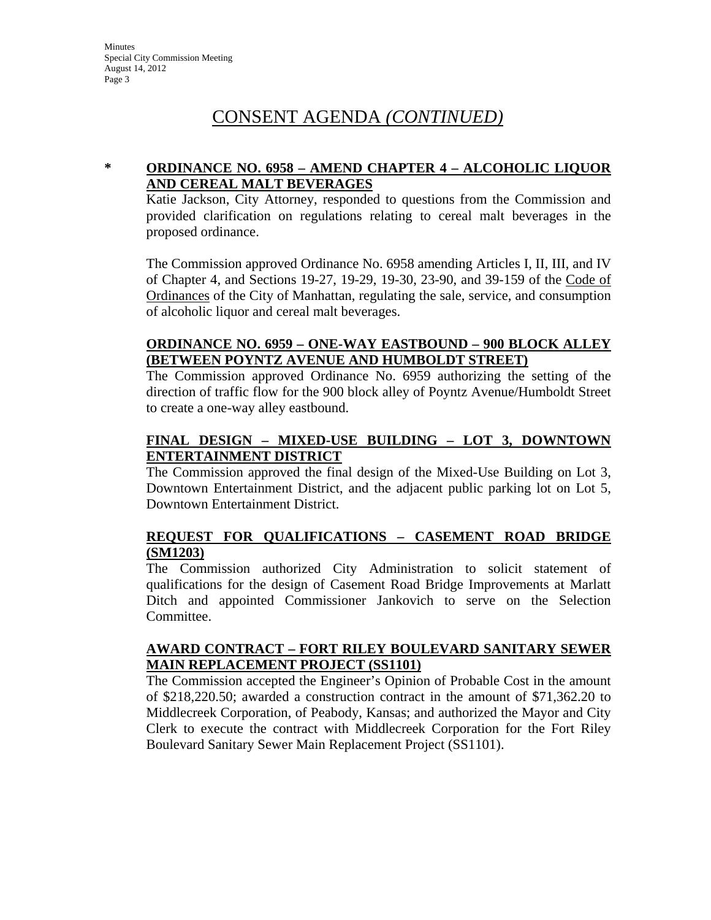# CONSENT AGENDA *(CONTINUED)*

\* **ORDINANCE NO. 6958 – AMEND CHAPTER 4 – ALCOHOLIC LIQUOR AND CEREAL MALT BEVERAGES**

Katie Jackson, City Attorney, responded to questions from the Commission and provided clarification on regulations relating to cereal malt beverages in the proposed ordinance.

The Commission approved Ordinance No. 6958 amending Articles I, II, III, and IV of Chapter 4, and Sections 19-27, 19-29, 19-30, 23-90, and 39-159 of the Code of Ordinances of the City of Manhattan, regulating the sale, service, and consumption of alcoholic liquor and cereal malt beverages.

**ORDINANCE NO. 6959 – ONE-WAY EASTBOUND – 900 BLOCK ALLEY (BETWEEN POYNTZ AVENUE AND HUMBOLDT STREET)**

The Commission approved Ordinance No. 6959 authorizing the setting of the direction of traffic flow for the 900 block alley of Poyntz Avenue/Humboldt Street to create a one-way alley eastbound.

**FINAL DESIGN – MIXED-USE BUILDING – LOT 3, DOWNTOWN ENTERTAINMENT DISTRICT**

The Commission approved the final design of the Mixed-Use Building on Lot 3, Downtown Entertainment District, and the adjacent public parking lot on Lot 5, Downtown Entertainment District.

**REQUEST FOR QUALIFICATIONS – CASEMENT ROAD BRIDGE (SM1203)**

The Commission authorized City Administration to solicit statement of qualifications for the design of Casement Road Bridge Improvements at Marlatt Ditch and appointed Commissioner Jankovich to serve on the Selection Committee.

**AWARD CONTRACT – FORT RILEY BOULEVARD SANITARY SEWER MAIN REPLACEMENT PROJECT (SS1101)**

The Commission accepted the Engineer's Opinion of Probable Cost in the amount of $218,220.50; awarded a construction contract in the amount of $71,362.20 to Middlecreek Corporation, of Peabody, Kansas; and authorized the Mayor and City Clerk to execute the contract with Middlecreek Corporation for the Fort Riley Boulevard Sanitary Sewer Main Replacement Project (SS1101).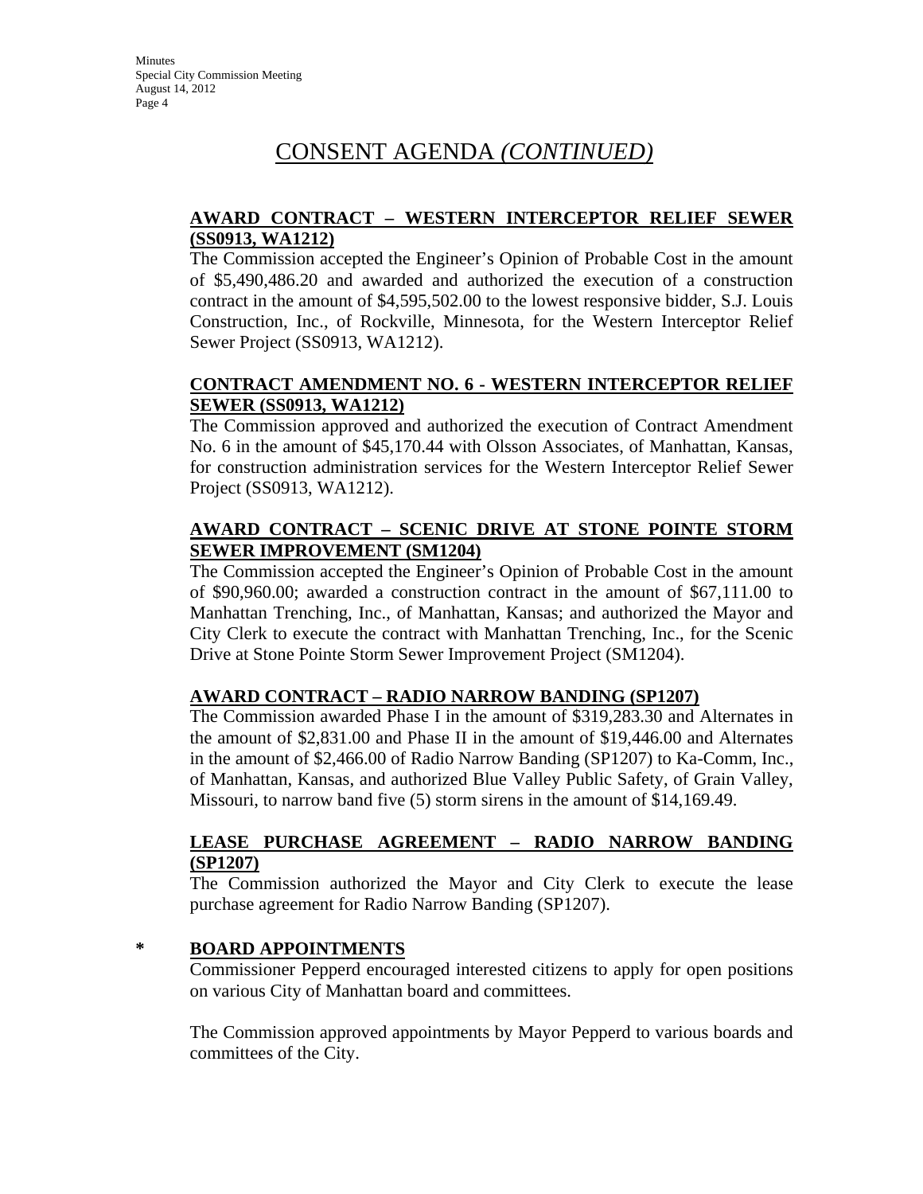# CONSENT AGENDA *(CONTINUED)*

**AWARD CONTRACT – WESTERN INTERCEPTOR RELIEF SEWER (SS0913, WA1212)**

The Commission accepted the Engineer's Opinion of Probable Cost in the amount of $5,490,486.20 and awarded and authorized the execution of a construction contract in the amount of $4,595,502.00 to the lowest responsive bidder, S.J. Louis Construction, Inc., of Rockville, Minnesota, for the Western Interceptor Relief Sewer Project (SS0913, WA1212).

**CONTRACT AMENDMENT NO. 6 - WESTERN INTERCEPTOR RELIEF SEWER (SS0913, WA1212)**

The Commission approved and authorized the execution of Contract Amendment No. 6 in the amount of $45,170.44 with Olsson Associates, of Manhattan, Kansas, for construction administration services for the Western Interceptor Relief Sewer Project (SS0913, WA1212).

**AWARD CONTRACT – SCENIC DRIVE AT STONE POINTE STORM SEWER IMPROVEMENT (SM1204)**

The Commission accepted the Engineer's Opinion of Probable Cost in the amount of $90,960.00; awarded a construction contract in the amount of $67,111.00 to Manhattan Trenching, Inc., of Manhattan, Kansas; and authorized the Mayor and City Clerk to execute the contract with Manhattan Trenching, Inc., for the Scenic Drive at Stone Pointe Storm Sewer Improvement Project (SM1204).

**AWARD CONTRACT – RADIO NARROW BANDING (SP1207)**

The Commission awarded Phase I in the amount of $319,283.30 and Alternates in the amount of $2,831.00 and Phase II in the amount of $19,446.00 and Alternates in the amount of $2,466.00 of Radio Narrow Banding (SP1207) to Ka-Comm, Inc., of Manhattan, Kansas, and authorized Blue Valley Public Safety, of Grain Valley, Missouri, to narrow band five (5) storm sirens in the amount of $14,169.49.

**LEASE PURCHASE AGREEMENT – RADIO NARROW BANDING (SP1207)**

The Commission authorized the Mayor and City Clerk to execute the lease purchase agreement for Radio Narrow Banding (SP1207).

**\* BOARD APPOINTMENTS**

Commissioner Pepperd encouraged interested citizens to apply for open positions on various City of Manhattan board and committees.

The Commission approved appointments by Mayor Pepperd to various boards and committees of the City.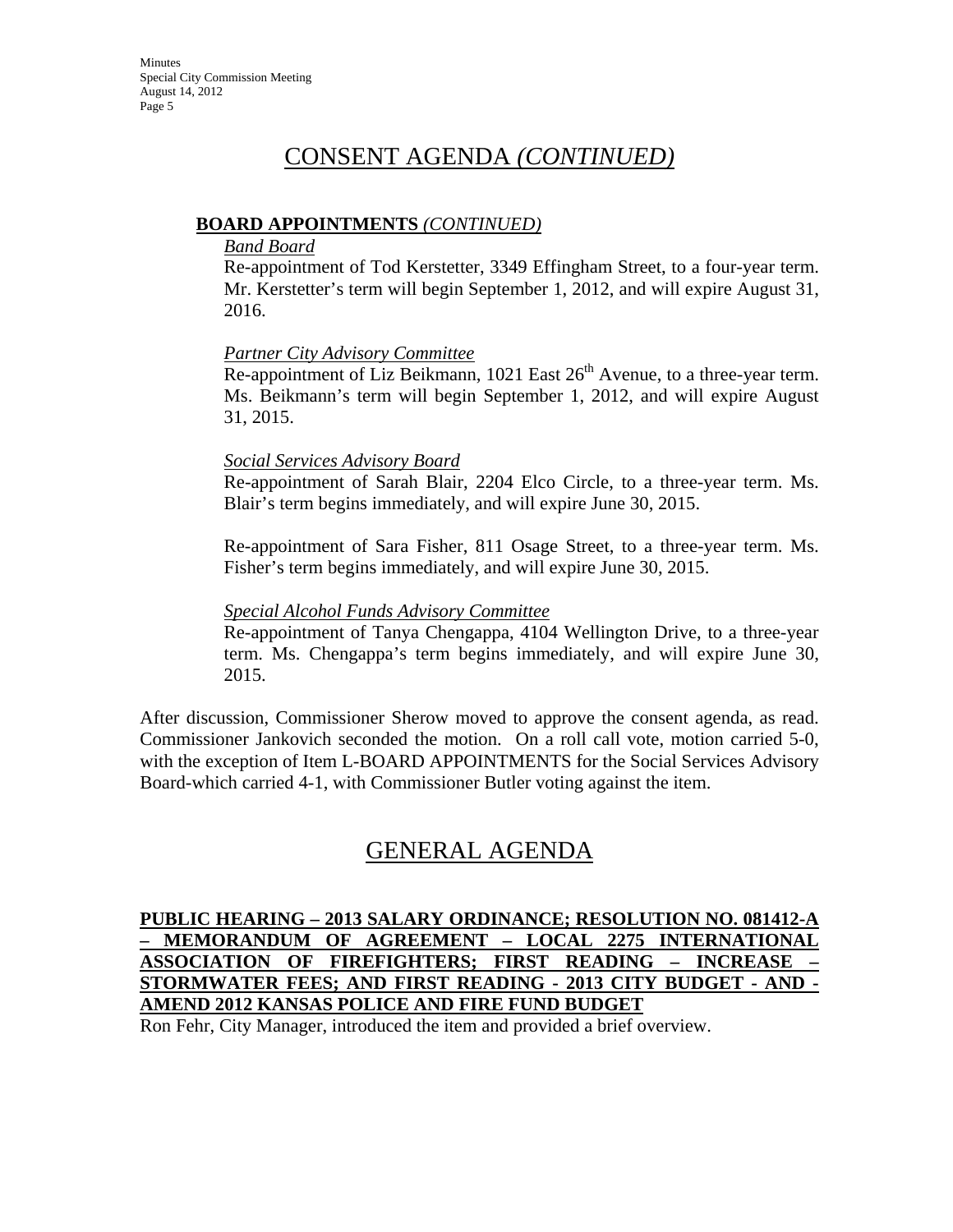## CONSENT AGENDA *(CONTINUED)*

**BOARD APPOINTMENTS** *(CONTINUED)*

*Band Board*

Re-appointment of Tod Kerstetter, 3349 Effingham Street, to a four-year term. Mr. Kerstetter's term will begin September 1, 2012, and will expire August 31, 2016.

*Partner City Advisory Committee*

Re-appointment of Liz Beikmann, 1021 East 26th Avenue, to a three-year term. Ms. Beikmann's term will begin September 1, 2012, and will expire August 31, 2015.

*Social Services Advisory Board*

Re-appointment of Sarah Blair, 2204 Elco Circle, to a three-year term. Ms. Blair's term begins immediately, and will expire June 30, 2015.

Re-appointment of Sara Fisher, 811 Osage Street, to a three-year term. Ms. Fisher's term begins immediately, and will expire June 30, 2015.

*Special Alcohol Funds Advisory Committee*

Re-appointment of Tanya Chengappa, 4104 Wellington Drive, to a three-year term. Ms. Chengappa's term begins immediately, and will expire June 30, 2015.

After discussion, Commissioner Sherow moved to approve the consent agenda, as read. Commissioner Jankovich seconded the motion. On a roll call vote, motion carried 5-0, with the exception of Item L-BOARD APPOINTMENTS for the Social Services Advisory Board-which carried 4-1, with Commissioner Butler voting against the item.

## GENERAL AGENDA

**PUBLIC HEARING – 2013 SALARY ORDINANCE; RESOLUTION NO. 081412-A – MEMORANDUM OF AGREEMENT – LOCAL 2275 INTERNATIONAL ASSOCIATION OF FIREFIGHTERS; FIRST READING – INCREASE – STORMWATER FEES; AND FIRST READING - 2013 CITY BUDGET - AND - AMEND 2012 KANSAS POLICE AND FIRE FUND BUDGET**

Ron Fehr, City Manager, introduced the item and provided a brief overview.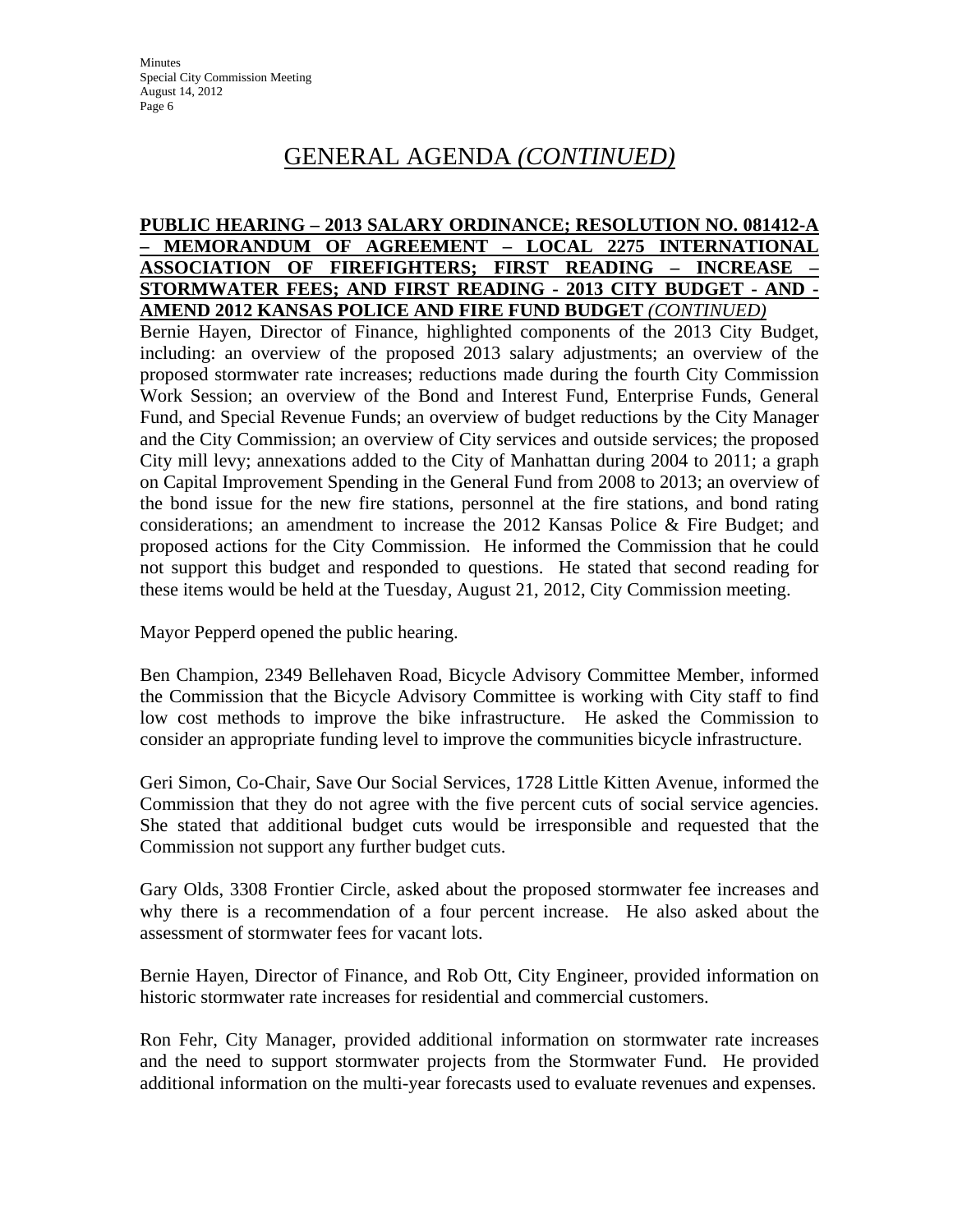# GENERAL AGENDA *(CONTINUED)*

**PUBLIC HEARING – 2013 SALARY ORDINANCE; RESOLUTION NO. 081412-A – MEMORANDUM OF AGREEMENT – LOCAL 2275 INTERNATIONAL ASSOCIATION OF FIREFIGHTERS; FIRST READING – INCREASE – STORMWATER FEES; AND FIRST READING - 2013 CITY BUDGET - AND - AMEND 2012 KANSAS POLICE AND FIRE FUND BUDGET** ***(CONTINUED)***

Bernie Hayen, Director of Finance, highlighted components of the 2013 City Budget, including: an overview of the proposed 2013 salary adjustments; an overview of the proposed stormwater rate increases; reductions made during the fourth City Commission Work Session; an overview of the Bond and Interest Fund, Enterprise Funds, General Fund, and Special Revenue Funds; an overview of budget reductions by the City Manager and the City Commission; an overview of City services and outside services; the proposed City mill levy; annexations added to the City of Manhattan during 2004 to 2011; a graph on Capital Improvement Spending in the General Fund from 2008 to 2013; an overview of the bond issue for the new fire stations, personnel at the fire stations, and bond rating considerations; an amendment to increase the 2012 Kansas Police & Fire Budget; and proposed actions for the City Commission. He informed the Commission that he could not support this budget and responded to questions. He stated that second reading for these items would be held at the Tuesday, August 21, 2012, City Commission meeting.

Mayor Pepperd opened the public hearing.

Ben Champion, 2349 Bellehaven Road, Bicycle Advisory Committee Member, informed the Commission that the Bicycle Advisory Committee is working with City staff to find low cost methods to improve the bike infrastructure. He asked the Commission to consider an appropriate funding level to improve the communities bicycle infrastructure.

Geri Simon, Co-Chair, Save Our Social Services, 1728 Little Kitten Avenue, informed the Commission that they do not agree with the five percent cuts of social service agencies. She stated that additional budget cuts would be irresponsible and requested that the Commission not support any further budget cuts.

Gary Olds, 3308 Frontier Circle, asked about the proposed stormwater fee increases and why there is a recommendation of a four percent increase. He also asked about the assessment of stormwater fees for vacant lots.

Bernie Hayen, Director of Finance, and Rob Ott, City Engineer, provided information on historic stormwater rate increases for residential and commercial customers.

Ron Fehr, City Manager, provided additional information on stormwater rate increases and the need to support stormwater projects from the Stormwater Fund. He provided additional information on the multi-year forecasts used to evaluate revenues and expenses.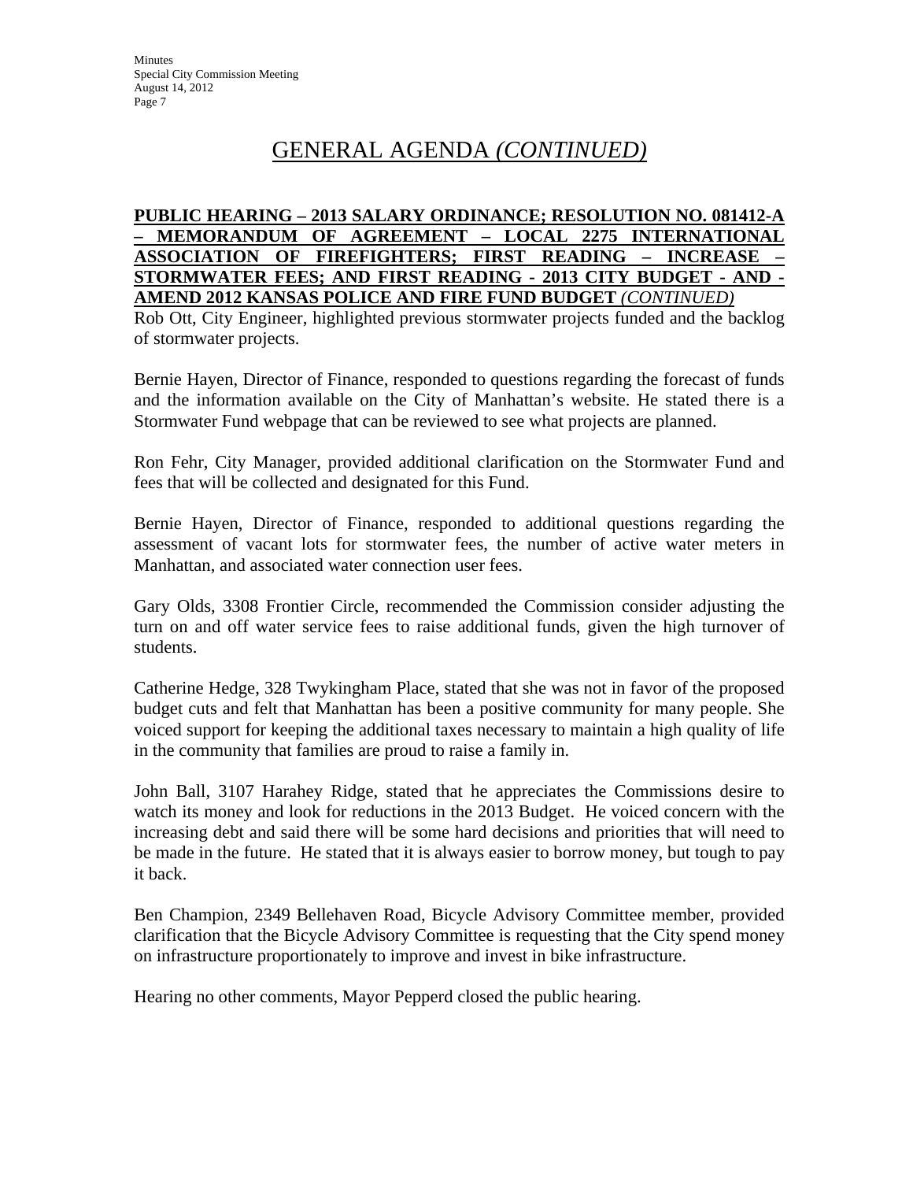# GENERAL AGENDA *(CONTINUED)*

**PUBLIC HEARING – 2013 SALARY ORDINANCE; RESOLUTION NO. 081412-A – MEMORANDUM OF AGREEMENT – LOCAL 2275 INTERNATIONAL ASSOCIATION OF FIREFIGHTERS; FIRST READING – INCREASE – STORMWATER FEES; AND FIRST READING - 2013 CITY BUDGET - AND - AMEND 2012 KANSAS POLICE AND FIRE FUND BUDGET** *(CONTINUED)*

Rob Ott, City Engineer, highlighted previous stormwater projects funded and the backlog of stormwater projects.

Bernie Hayen, Director of Finance, responded to questions regarding the forecast of funds and the information available on the City of Manhattan's website. He stated there is a Stormwater Fund webpage that can be reviewed to see what projects are planned.

Ron Fehr, City Manager, provided additional clarification on the Stormwater Fund and fees that will be collected and designated for this Fund.

Bernie Hayen, Director of Finance, responded to additional questions regarding the assessment of vacant lots for stormwater fees, the number of active water meters in Manhattan, and associated water connection user fees.

Gary Olds, 3308 Frontier Circle, recommended the Commission consider adjusting the turn on and off water service fees to raise additional funds, given the high turnover of students.

Catherine Hedge, 328 Twykingham Place, stated that she was not in favor of the proposed budget cuts and felt that Manhattan has been a positive community for many people. She voiced support for keeping the additional taxes necessary to maintain a high quality of life in the community that families are proud to raise a family in.

John Ball, 3107 Harahey Ridge, stated that he appreciates the Commissions desire to watch its money and look for reductions in the 2013 Budget. He voiced concern with the increasing debt and said there will be some hard decisions and priorities that will need to be made in the future. He stated that it is always easier to borrow money, but tough to pay it back.

Ben Champion, 2349 Bellehaven Road, Bicycle Advisory Committee member, provided clarification that the Bicycle Advisory Committee is requesting that the City spend money on infrastructure proportionately to improve and invest in bike infrastructure.

Hearing no other comments, Mayor Pepperd closed the public hearing.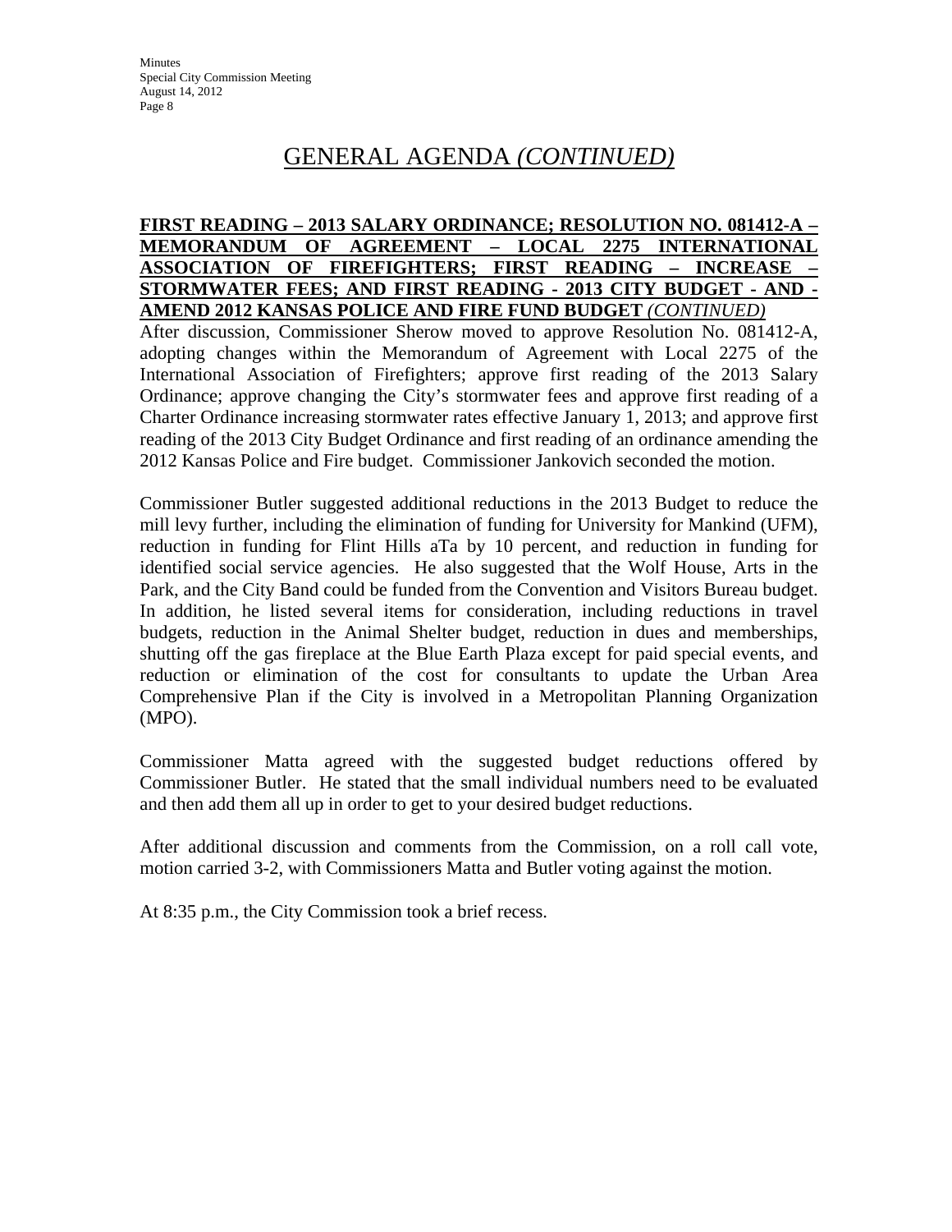# GENERAL AGENDA *(CONTINUED)*

**FIRST READING – 2013 SALARY ORDINANCE; RESOLUTION NO. 081412-A – MEMORANDUM OF AGREEMENT – LOCAL 2275 INTERNATIONAL ASSOCIATION OF FIREFIGHTERS; FIRST READING – INCREASE – STORMWATER FEES; AND FIRST READING - 2013 CITY BUDGET - AND - AMEND 2012 KANSAS POLICE AND FIRE FUND BUDGET *(CONTINUED)***

After discussion, Commissioner Sherow moved to approve Resolution No. 081412-A, adopting changes within the Memorandum of Agreement with Local 2275 of the International Association of Firefighters; approve first reading of the 2013 Salary Ordinance; approve changing the City's stormwater fees and approve first reading of a Charter Ordinance increasing stormwater rates effective January 1, 2013; and approve first reading of the 2013 City Budget Ordinance and first reading of an ordinance amending the 2012 Kansas Police and Fire budget. Commissioner Jankovich seconded the motion.

Commissioner Butler suggested additional reductions in the 2013 Budget to reduce the mill levy further, including the elimination of funding for University for Mankind (UFM), reduction in funding for Flint Hills aTa by 10 percent, and reduction in funding for identified social service agencies. He also suggested that the Wolf House, Arts in the Park, and the City Band could be funded from the Convention and Visitors Bureau budget. In addition, he listed several items for consideration, including reductions in travel budgets, reduction in the Animal Shelter budget, reduction in dues and memberships, shutting off the gas fireplace at the Blue Earth Plaza except for paid special events, and reduction or elimination of the cost for consultants to update the Urban Area Comprehensive Plan if the City is involved in a Metropolitan Planning Organization (MPO).

Commissioner Matta agreed with the suggested budget reductions offered by Commissioner Butler. He stated that the small individual numbers need to be evaluated and then add them all up in order to get to your desired budget reductions.

After additional discussion and comments from the Commission, on a roll call vote, motion carried 3-2, with Commissioners Matta and Butler voting against the motion.

At 8:35 p.m., the City Commission took a brief recess.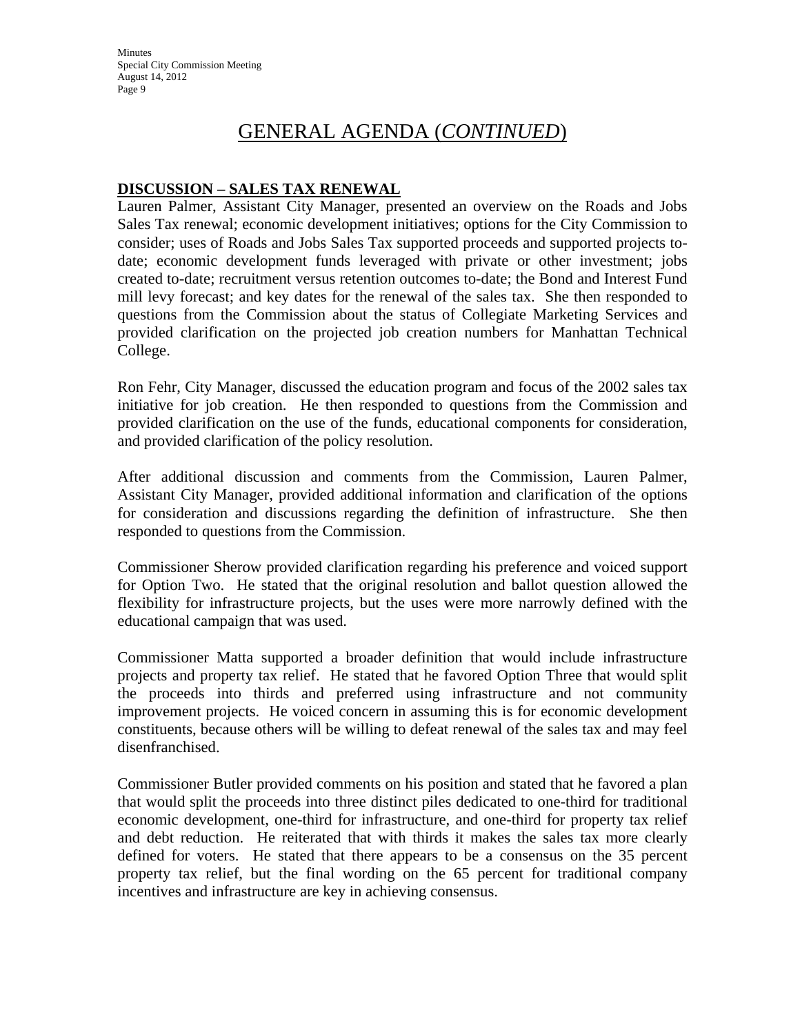# GENERAL AGENDA (*CONTINUED*)

**DISCUSSION – SALES TAX RENEWAL**

Lauren Palmer, Assistant City Manager, presented an overview on the Roads and Jobs Sales Tax renewal; economic development initiatives; options for the City Commission to consider; uses of Roads and Jobs Sales Tax supported proceeds and supported projects to-date; economic development funds leveraged with private or other investment; jobs created to-date; recruitment versus retention outcomes to-date; the Bond and Interest Fund mill levy forecast; and key dates for the renewal of the sales tax. She then responded to questions from the Commission about the status of Collegiate Marketing Services and provided clarification on the projected job creation numbers for Manhattan Technical College.

Ron Fehr, City Manager, discussed the education program and focus of the 2002 sales tax initiative for job creation. He then responded to questions from the Commission and provided clarification on the use of the funds, educational components for consideration, and provided clarification of the policy resolution.

After additional discussion and comments from the Commission, Lauren Palmer, Assistant City Manager, provided additional information and clarification of the options for consideration and discussions regarding the definition of infrastructure. She then responded to questions from the Commission.

Commissioner Sherow provided clarification regarding his preference and voiced support for Option Two. He stated that the original resolution and ballot question allowed the flexibility for infrastructure projects, but the uses were more narrowly defined with the educational campaign that was used.

Commissioner Matta supported a broader definition that would include infrastructure projects and property tax relief. He stated that he favored Option Three that would split the proceeds into thirds and preferred using infrastructure and not community improvement projects. He voiced concern in assuming this is for economic development constituents, because others will be willing to defeat renewal of the sales tax and may feel disenfranchised.

Commissioner Butler provided comments on his position and stated that he favored a plan that would split the proceeds into three distinct piles dedicated to one-third for traditional economic development, one-third for infrastructure, and one-third for property tax relief and debt reduction. He reiterated that with thirds it makes the sales tax more clearly defined for voters. He stated that there appears to be a consensus on the 35 percent property tax relief, but the final wording on the 65 percent for traditional company incentives and infrastructure are key in achieving consensus.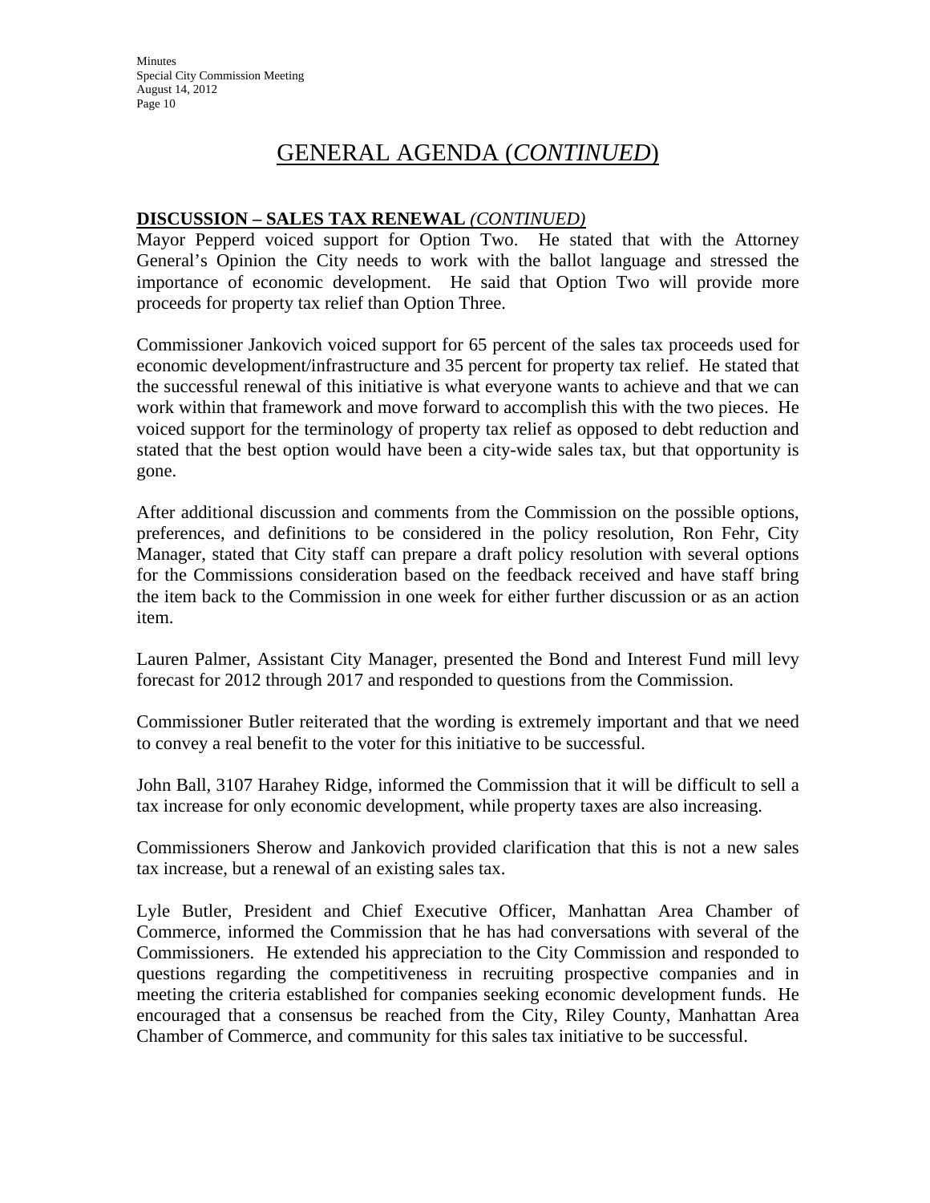## GENERAL AGENDA (*CONTINUED*)

**DISCUSSION – SALES TAX RENEWAL** *(CONTINUED)*

Mayor Pepperd voiced support for Option Two. He stated that with the Attorney General's Opinion the City needs to work with the ballot language and stressed the importance of economic development. He said that Option Two will provide more proceeds for property tax relief than Option Three.

Commissioner Jankovich voiced support for 65 percent of the sales tax proceeds used for economic development/infrastructure and 35 percent for property tax relief. He stated that the successful renewal of this initiative is what everyone wants to achieve and that we can work within that framework and move forward to accomplish this with the two pieces. He voiced support for the terminology of property tax relief as opposed to debt reduction and stated that the best option would have been a city-wide sales tax, but that opportunity is gone.

After additional discussion and comments from the Commission on the possible options, preferences, and definitions to be considered in the policy resolution, Ron Fehr, City Manager, stated that City staff can prepare a draft policy resolution with several options for the Commissions consideration based on the feedback received and have staff bring the item back to the Commission in one week for either further discussion or as an action item.

Lauren Palmer, Assistant City Manager, presented the Bond and Interest Fund mill levy forecast for 2012 through 2017 and responded to questions from the Commission.

Commissioner Butler reiterated that the wording is extremely important and that we need to convey a real benefit to the voter for this initiative to be successful.

John Ball, 3107 Harahey Ridge, informed the Commission that it will be difficult to sell a tax increase for only economic development, while property taxes are also increasing.

Commissioners Sherow and Jankovich provided clarification that this is not a new sales tax increase, but a renewal of an existing sales tax.

Lyle Butler, President and Chief Executive Officer, Manhattan Area Chamber of Commerce, informed the Commission that he has had conversations with several of the Commissioners. He extended his appreciation to the City Commission and responded to questions regarding the competitiveness in recruiting prospective companies and in meeting the criteria established for companies seeking economic development funds. He encouraged that a consensus be reached from the City, Riley County, Manhattan Area Chamber of Commerce, and community for this sales tax initiative to be successful.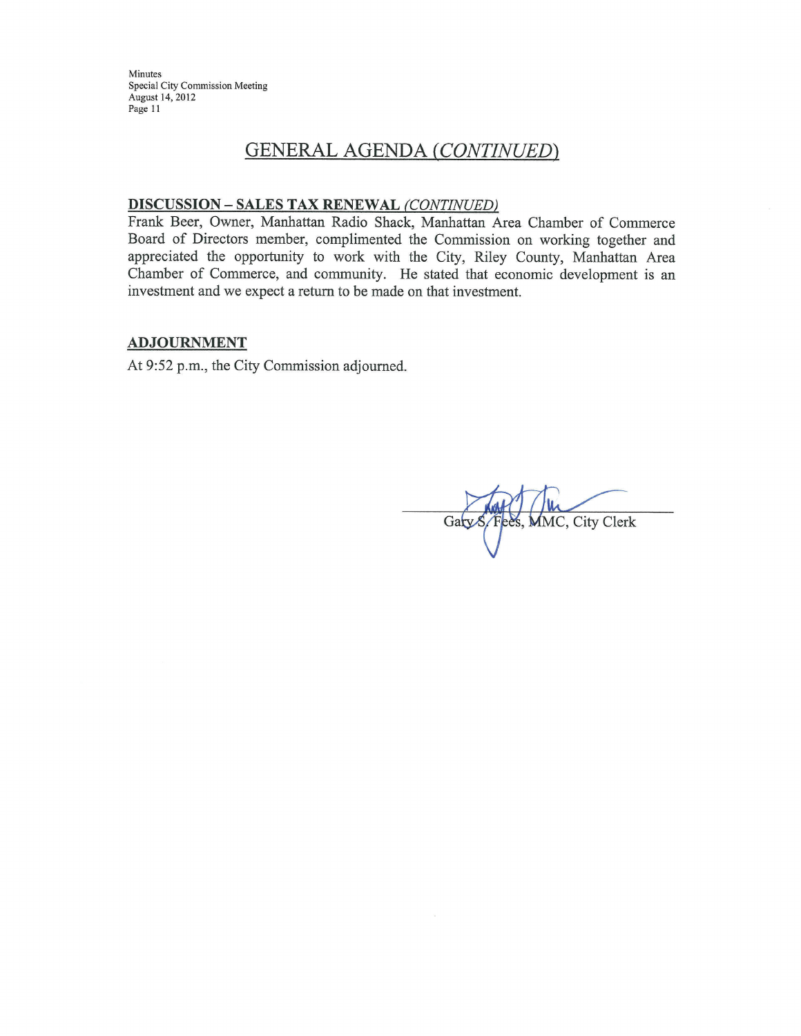## GENERAL AGENDA *(CONTINUED)*

**DISCUSSION – SALES TAX RENEWAL** *(CONTINUED)*

Frank Beer, Owner, Manhattan Radio Shack, Manhattan Area Chamber of Commerce Board of Directors member, complimented the Commission on working together and appreciated the opportunity to work with the City, Riley County, Manhattan Area Chamber of Commerce, and community. He stated that economic development is an investment and we expect a return to be made on that investment.

**ADJOURNMENT**

At 9:52 p.m., the City Commission adjourned.

Gary S. Fees, MMC, City Clerk